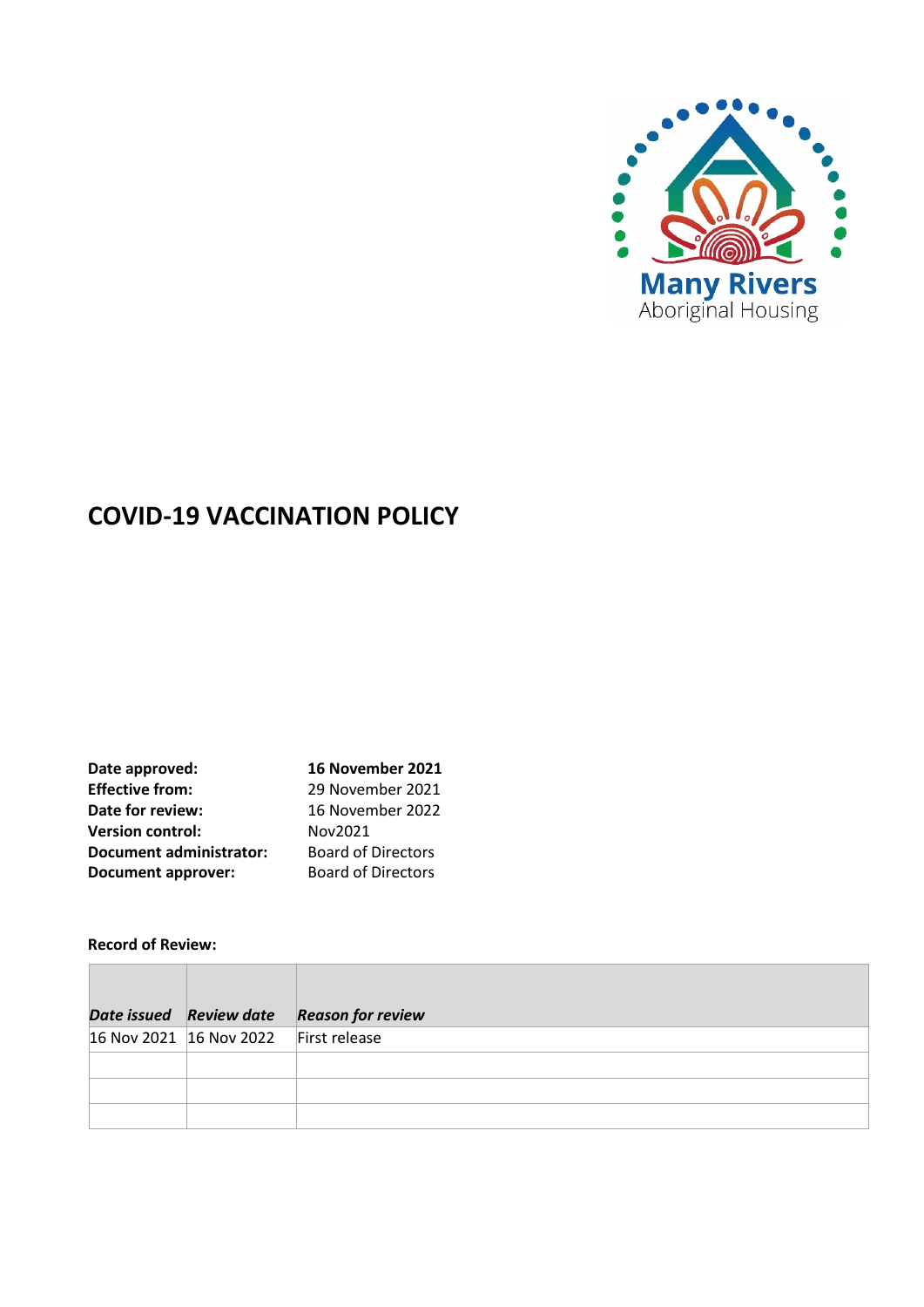Many Rivers
Aboriginal Housing

# COVID-19 VACCINATION POLICY

**Date approved:** **16 November 2021**
**Effective from:** 29 November 2021
**Date for review:** 16 November 2022
**Version control:** Nov2021
**Document administrator:** Board of Directors
**Document approver:** Board of Directors

**Record of Review:**

| ***Date issued*** | ***Review date*** | ***Reason for review*** |
|---|---|---|
| 16 Nov 2021 | 16 Nov 2022 | First release |
| | | |
| | | |
| | | |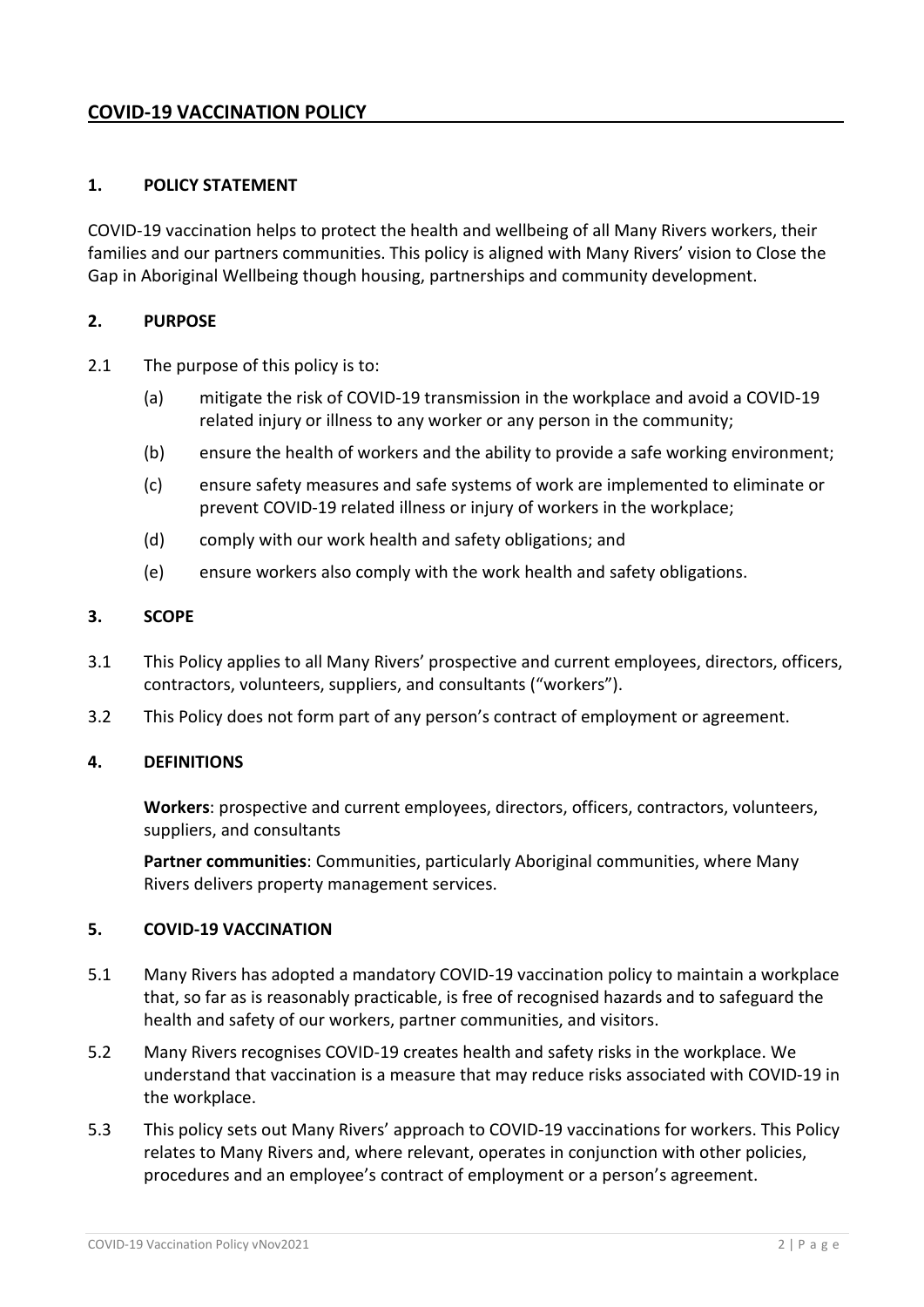## COVID-19 VACCINATION POLICY

### 1. POLICY STATEMENT

COVID-19 vaccination helps to protect the health and wellbeing of all Many Rivers workers, their families and our partners communities. This policy is aligned with Many Rivers' vision to Close the Gap in Aboriginal Wellbeing though housing, partnerships and community development.

### 2. PURPOSE

2.1 The purpose of this policy is to:

(a) mitigate the risk of COVID-19 transmission in the workplace and avoid a COVID-19 related injury or illness to any worker or any person in the community;

(b) ensure the health of workers and the ability to provide a safe working environment;

(c) ensure safety measures and safe systems of work are implemented to eliminate or prevent COVID-19 related illness or injury of workers in the workplace;

(d) comply with our work health and safety obligations; and

(e) ensure workers also comply with the work health and safety obligations.

### 3. SCOPE

3.1 This Policy applies to all Many Rivers' prospective and current employees, directors, officers, contractors, volunteers, suppliers, and consultants ("workers").

3.2 This Policy does not form part of any person's contract of employment or agreement.

### 4. DEFINITIONS

**Workers**: prospective and current employees, directors, officers, contractors, volunteers, suppliers, and consultants

**Partner communities**: Communities, particularly Aboriginal communities, where Many Rivers delivers property management services.

### 5. COVID-19 VACCINATION

5.1 Many Rivers has adopted a mandatory COVID-19 vaccination policy to maintain a workplace that, so far as is reasonably practicable, is free of recognised hazards and to safeguard the health and safety of our workers, partner communities, and visitors.

5.2 Many Rivers recognises COVID-19 creates health and safety risks in the workplace. We understand that vaccination is a measure that may reduce risks associated with COVID-19 in the workplace.

5.3 This policy sets out Many Rivers' approach to COVID-19 vaccinations for workers. This Policy relates to Many Rivers and, where relevant, operates in conjunction with other policies, procedures and an employee's contract of employment or a person's agreement.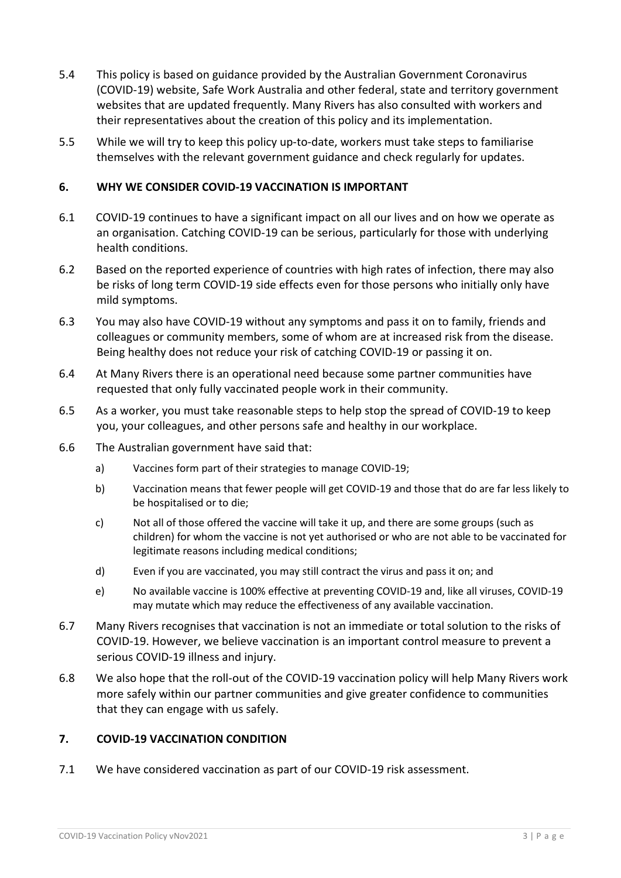5.4 This policy is based on guidance provided by the Australian Government Coronavirus (COVID-19) website, Safe Work Australia and other federal, state and territory government websites that are updated frequently. Many Rivers has also consulted with workers and their representatives about the creation of this policy and its implementation.

5.5 While we will try to keep this policy up-to-date, workers must take steps to familiarise themselves with the relevant government guidance and check regularly for updates.

## 6. WHY WE CONSIDER COVID-19 VACCINATION IS IMPORTANT

6.1 COVID-19 continues to have a significant impact on all our lives and on how we operate as an organisation. Catching COVID-19 can be serious, particularly for those with underlying health conditions.

6.2 Based on the reported experience of countries with high rates of infection, there may also be risks of long term COVID-19 side effects even for those persons who initially only have mild symptoms.

6.3 You may also have COVID-19 without any symptoms and pass it on to family, friends and colleagues or community members, some of whom are at increased risk from the disease. Being healthy does not reduce your risk of catching COVID-19 or passing it on.

6.4 At Many Rivers there is an operational need because some partner communities have requested that only fully vaccinated people work in their community.

6.5 As a worker, you must take reasonable steps to help stop the spread of COVID-19 to keep you, your colleagues, and other persons safe and healthy in our workplace.

6.6 The Australian government have said that:

a) Vaccines form part of their strategies to manage COVID-19;

b) Vaccination means that fewer people will get COVID-19 and those that do are far less likely to be hospitalised or to die;

c) Not all of those offered the vaccine will take it up, and there are some groups (such as children) for whom the vaccine is not yet authorised or who are not able to be vaccinated for legitimate reasons including medical conditions;

d) Even if you are vaccinated, you may still contract the virus and pass it on; and

e) No available vaccine is 100% effective at preventing COVID-19 and, like all viruses, COVID-19 may mutate which may reduce the effectiveness of any available vaccination.

6.7 Many Rivers recognises that vaccination is not an immediate or total solution to the risks of COVID-19. However, we believe vaccination is an important control measure to prevent a serious COVID-19 illness and injury.

6.8 We also hope that the roll-out of the COVID-19 vaccination policy will help Many Rivers work more safely within our partner communities and give greater confidence to communities that they can engage with us safely.

## 7. COVID-19 VACCINATION CONDITION

7.1 We have considered vaccination as part of our COVID-19 risk assessment.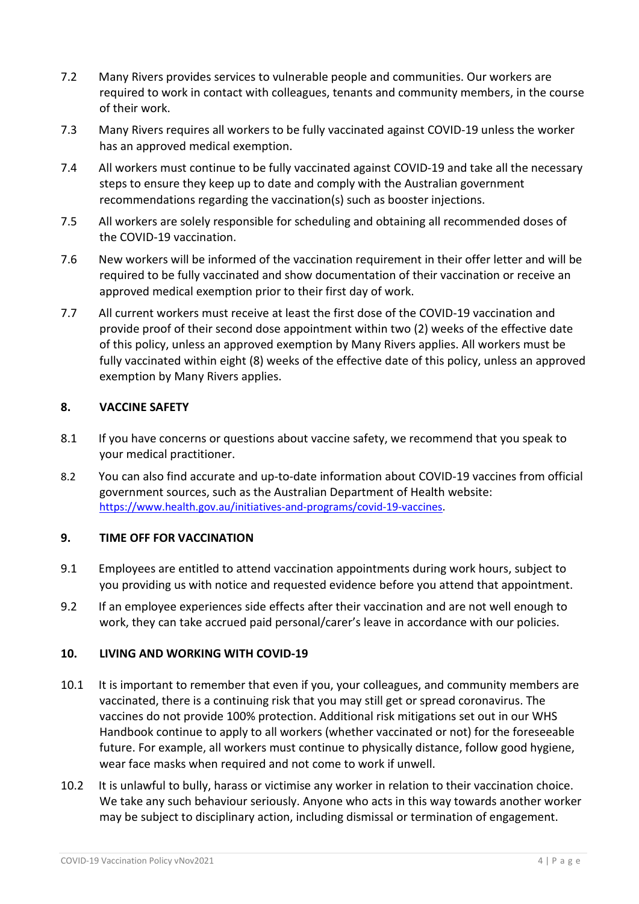7.2 Many Rivers provides services to vulnerable people and communities. Our workers are required to work in contact with colleagues, tenants and community members, in the course of their work.

7.3 Many Rivers requires all workers to be fully vaccinated against COVID-19 unless the worker has an approved medical exemption.

7.4 All workers must continue to be fully vaccinated against COVID-19 and take all the necessary steps to ensure they keep up to date and comply with the Australian government recommendations regarding the vaccination(s) such as booster injections.

7.5 All workers are solely responsible for scheduling and obtaining all recommended doses of the COVID-19 vaccination.

7.6 New workers will be informed of the vaccination requirement in their offer letter and will be required to be fully vaccinated and show documentation of their vaccination or receive an approved medical exemption prior to their first day of work.

7.7 All current workers must receive at least the first dose of the COVID-19 vaccination and provide proof of their second dose appointment within two (2) weeks of the effective date of this policy, unless an approved exemption by Many Rivers applies. All workers must be fully vaccinated within eight (8) weeks of the effective date of this policy, unless an approved exemption by Many Rivers applies.

## 8. VACCINE SAFETY

8.1 If you have concerns or questions about vaccine safety, we recommend that you speak to your medical practitioner.

8.2 You can also find accurate and up-to-date information about COVID-19 vaccines from official government sources, such as the Australian Department of Health website: https://www.health.gov.au/initiatives-and-programs/covid-19-vaccines.

## 9. TIME OFF FOR VACCINATION

9.1 Employees are entitled to attend vaccination appointments during work hours, subject to you providing us with notice and requested evidence before you attend that appointment.

9.2 If an employee experiences side effects after their vaccination and are not well enough to work, they can take accrued paid personal/carer's leave in accordance with our policies.

## 10. LIVING AND WORKING WITH COVID-19

10.1 It is important to remember that even if you, your colleagues, and community members are vaccinated, there is a continuing risk that you may still get or spread coronavirus. The vaccines do not provide 100% protection. Additional risk mitigations set out in our WHS Handbook continue to apply to all workers (whether vaccinated or not) for the foreseeable future. For example, all workers must continue to physically distance, follow good hygiene, wear face masks when required and not come to work if unwell.

10.2 It is unlawful to bully, harass or victimise any worker in relation to their vaccination choice. We take any such behaviour seriously. Anyone who acts in this way towards another worker may be subject to disciplinary action, including dismissal or termination of engagement.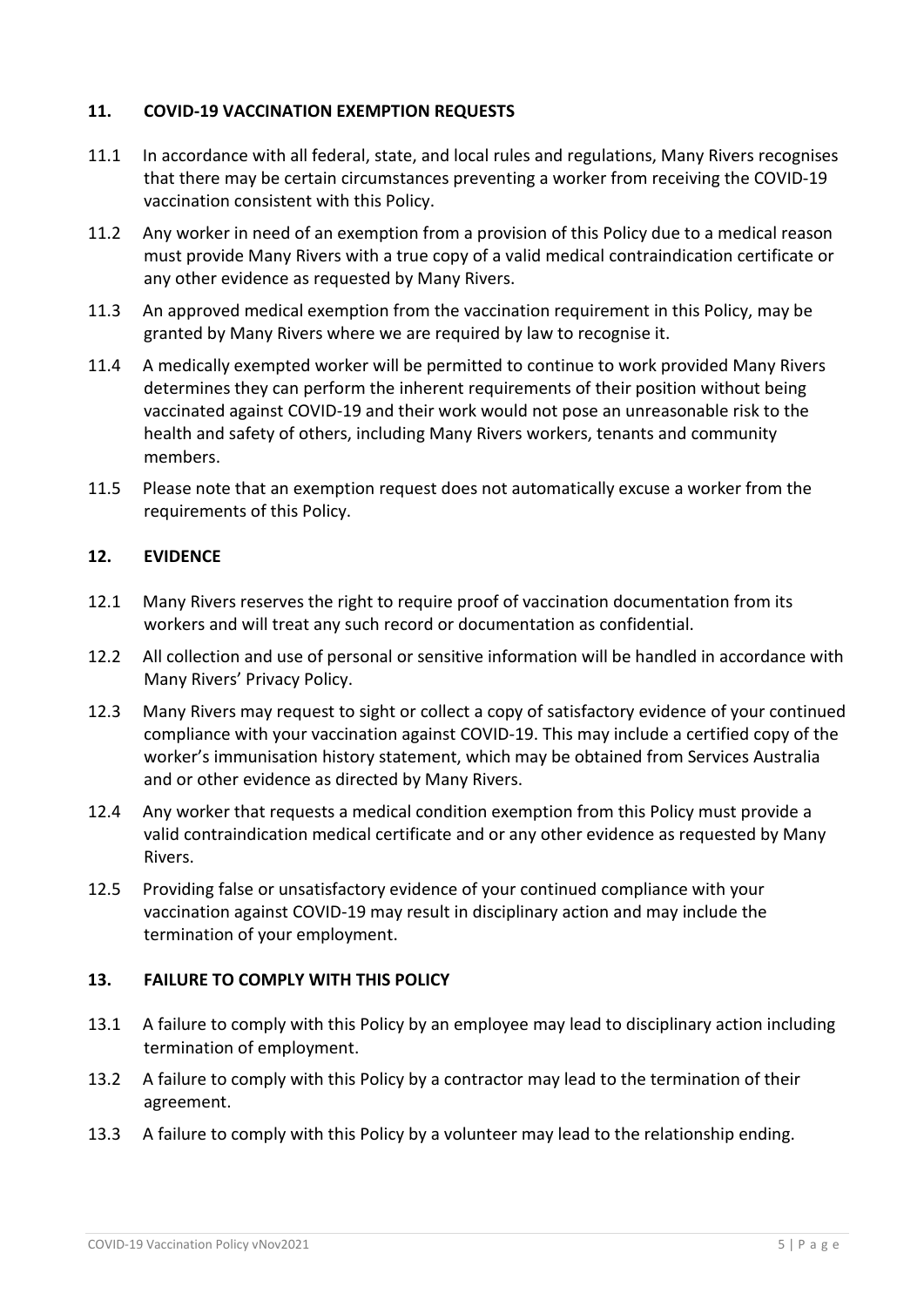## 11. COVID-19 VACCINATION EXEMPTION REQUESTS

11.1 In accordance with all federal, state, and local rules and regulations, Many Rivers recognises that there may be certain circumstances preventing a worker from receiving the COVID-19 vaccination consistent with this Policy.

11.2 Any worker in need of an exemption from a provision of this Policy due to a medical reason must provide Many Rivers with a true copy of a valid medical contraindication certificate or any other evidence as requested by Many Rivers.

11.3 An approved medical exemption from the vaccination requirement in this Policy, may be granted by Many Rivers where we are required by law to recognise it.

11.4 A medically exempted worker will be permitted to continue to work provided Many Rivers determines they can perform the inherent requirements of their position without being vaccinated against COVID-19 and their work would not pose an unreasonable risk to the health and safety of others, including Many Rivers workers, tenants and community members.

11.5 Please note that an exemption request does not automatically excuse a worker from the requirements of this Policy.

## 12. EVIDENCE

12.1 Many Rivers reserves the right to require proof of vaccination documentation from its workers and will treat any such record or documentation as confidential.

12.2 All collection and use of personal or sensitive information will be handled in accordance with Many Rivers' Privacy Policy.

12.3 Many Rivers may request to sight or collect a copy of satisfactory evidence of your continued compliance with your vaccination against COVID-19. This may include a certified copy of the worker's immunisation history statement, which may be obtained from Services Australia and or other evidence as directed by Many Rivers.

12.4 Any worker that requests a medical condition exemption from this Policy must provide a valid contraindication medical certificate and or any other evidence as requested by Many Rivers.

12.5 Providing false or unsatisfactory evidence of your continued compliance with your vaccination against COVID-19 may result in disciplinary action and may include the termination of your employment.

## 13. FAILURE TO COMPLY WITH THIS POLICY

13.1 A failure to comply with this Policy by an employee may lead to disciplinary action including termination of employment.

13.2 A failure to comply with this Policy by a contractor may lead to the termination of their agreement.

13.3 A failure to comply with this Policy by a volunteer may lead to the relationship ending.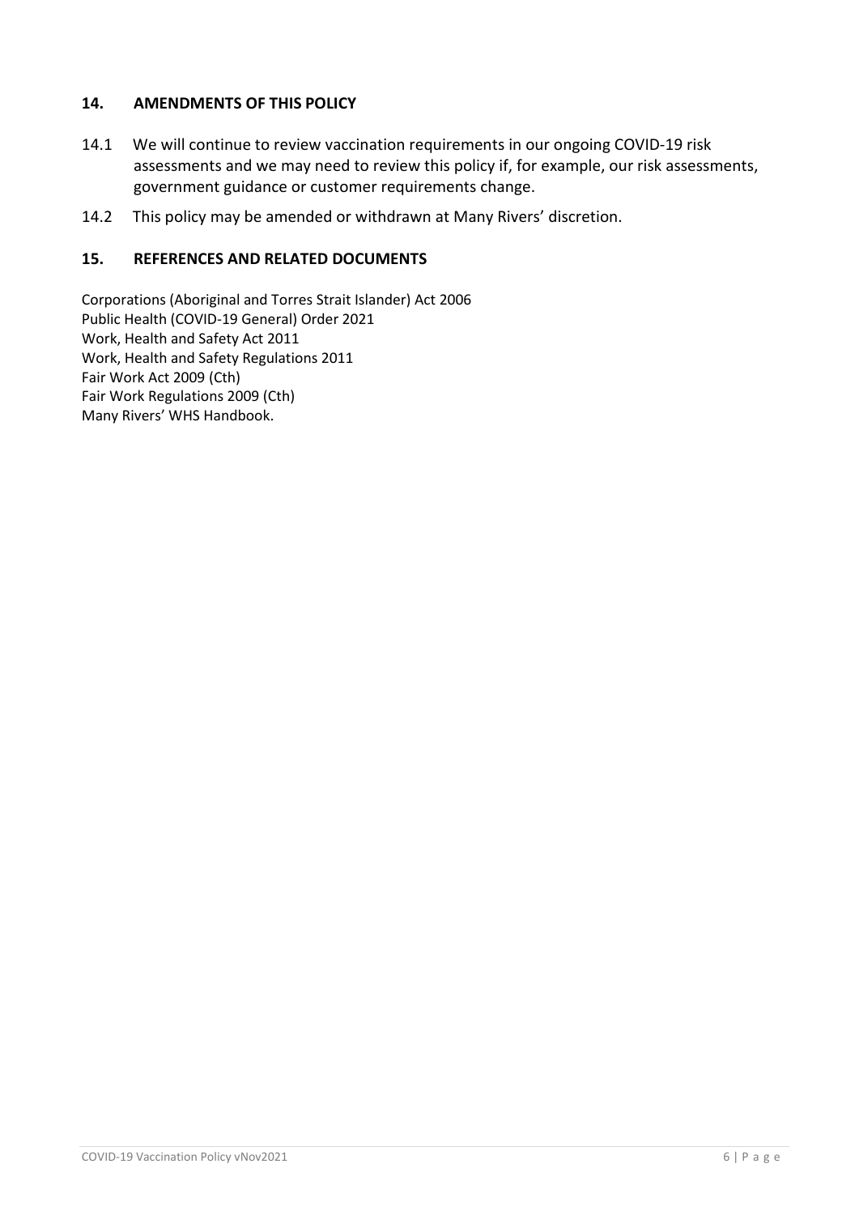## 14. AMENDMENTS OF THIS POLICY

14.1 We will continue to review vaccination requirements in our ongoing COVID-19 risk assessments and we may need to review this policy if, for example, our risk assessments, government guidance or customer requirements change.

14.2 This policy may be amended or withdrawn at Many Rivers' discretion.

## 15. REFERENCES AND RELATED DOCUMENTS

Corporations (Aboriginal and Torres Strait Islander) Act 2006
Public Health (COVID-19 General) Order 2021
Work, Health and Safety Act 2011
Work, Health and Safety Regulations 2011
Fair Work Act 2009 (Cth)
Fair Work Regulations 2009 (Cth)
Many Rivers' WHS Handbook.